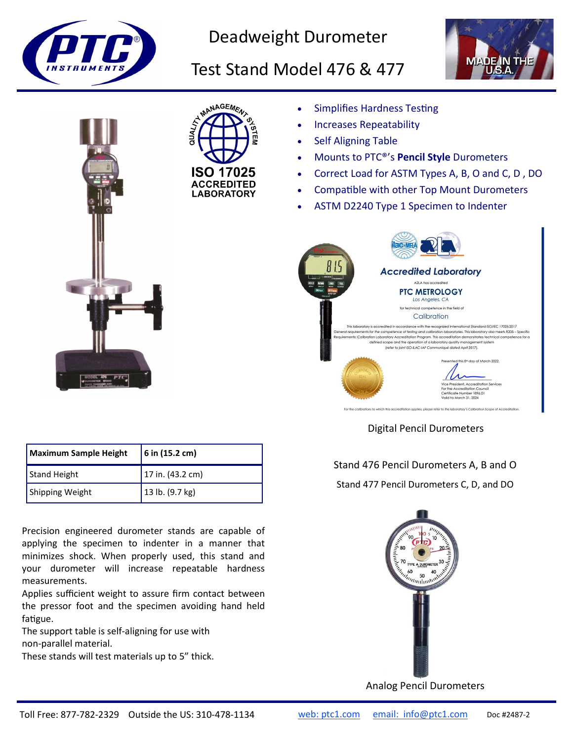# Deadweight Durometer

# Test Stand Model 476 & 477

MADE IN THE U.S.A.

QUALITY MANAGEMENT SYSTEM

**ISO 17025 ACCREDITED LABORATORY**

- Simplifies Hardness Testing
- Increases Repeatability
- Self Aligning Table
- Mounts to PTC®'s **Pencil Style** Durometers
- Correct Load for ASTM Types A, B, O and C, D , DO
- Compatible with other Top Mount Durometers
- ASTM D2240 Type 1 Specimen to Indenter

*Accredited Laboratory*

A2LA has accredited

**PTC METROLOGY**

*Los Angeles, CA*

for technical competence in the field of

Calibration

This laboratory is accredited in accordance with the recognized International Standard ISO/IEC 17025:2017 General requirements for the competence of testing and calibration laboratories. This laboratory also meets R205 – Specific Requirements: Calibration Laboratory Accreditation Program. This accreditation demonstrates technical competence for a defined scope and the operation of a laboratory quality management system (refer to joint ISO-ILAC-IAF Communiqué dated April 2017).

Presented this 8th day of March 2022.

Vice President, Accreditation Services
For the Accreditation Council
Certificate Number 1896.01
Valid to March 31, 2024

*For the calibrations to which this accreditation applies, please refer to the laboratory's Calibration Scope of Accreditation.*

Digital Pencil Durometers

| **Maximum Sample Height** | **6 in (15.2 cm)** |
|---|---|
| Stand Height | 17 in. (43.2 cm) |
| Shipping Weight | 13 lb. (9.7 kg) |

Stand 476 Pencil Durometers A, B and O

Stand 477 Pencil Durometers C, D, and DO

Precision engineered durometer stands are capable of applying the specimen to indenter in a manner that minimizes shock. When properly used, this stand and your durometer will increase repeatable hardness measurements.

Applies sufficient weight to assure firm contact between the pressor foot and the specimen avoiding hand held fatigue.

The support table is self-aligning for use with non-parallel material.

These stands will test materials up to 5" thick.

Analog Pencil Durometers

Toll Free: 877-782-2329 Outside the US: 310-478-1134 web: ptc1.com email: info@ptc1.com Doc #2487-2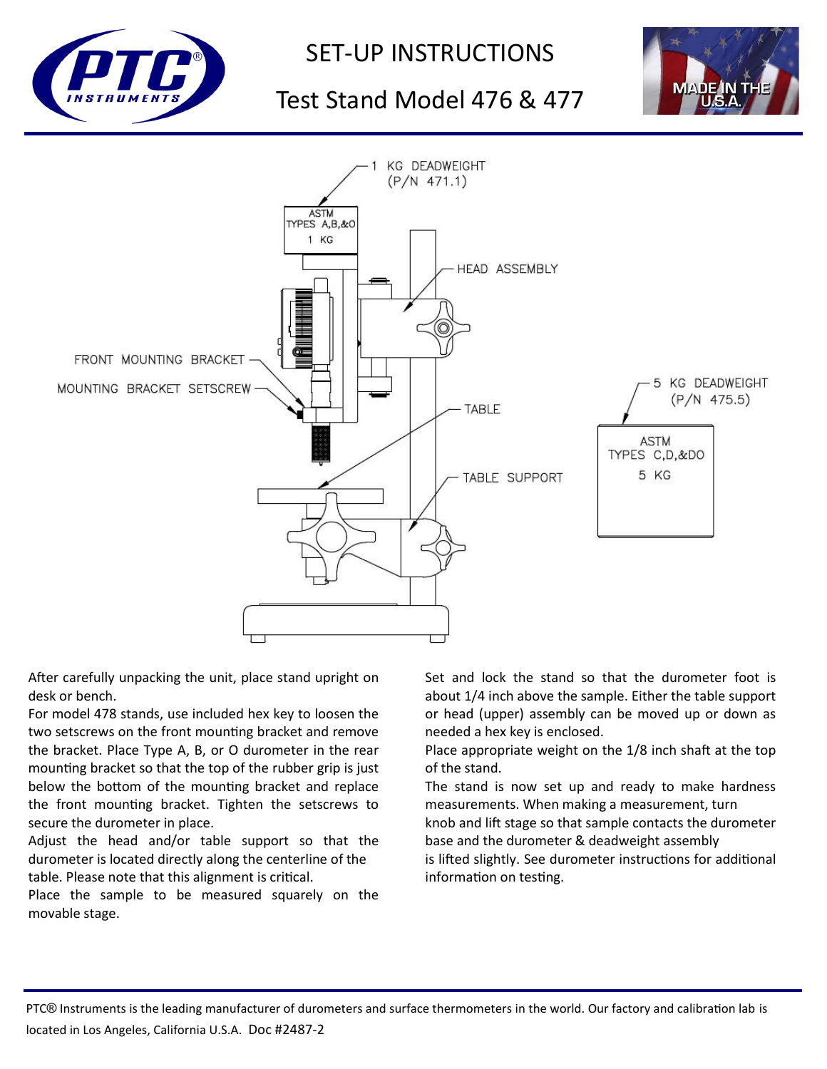# SET-UP INSTRUCTIONS

## Test Stand Model 476 & 477

1 KG DEADWEIGHT (P/N 471.1)

ASTM TYPES A,B,&O 1 KG

HEAD ASSEMBLY

FRONT MOUNTING BRACKET

MOUNTING BRACKET SETSCREW

TABLE

TABLE SUPPORT

5 KG DEADWEIGHT (P/N 475.5)

ASTM TYPES C,D,&DO 5 KG

After carefully unpacking the unit, place stand upright on desk or bench.

For model 478 stands, use included hex key to loosen the two setscrews on the front mounting bracket and remove the bracket. Place Type A, B, or O durometer in the rear mounting bracket so that the top of the rubber grip is just below the bottom of the mounting bracket and replace the front mounting bracket. Tighten the setscrews to secure the durometer in place.

Adjust the head and/or table support so that the durometer is located directly along the centerline of the table. Please note that this alignment is critical.

Place the sample to be measured squarely on the movable stage.

Set and lock the stand so that the durometer foot is about 1/4 inch above the sample. Either the table support or head (upper) assembly can be moved up or down as needed a hex key is enclosed.

Place appropriate weight on the 1/8 inch shaft at the top of the stand.

The stand is now set up and ready to make hardness measurements. When making a measurement, turn knob and lift stage so that sample contacts the durometer base and the durometer & deadweight assembly is lifted slightly. See durometer instructions for additional information on testing.

PTC® Instruments is the leading manufacturer of durometers and surface thermometers in the world. Our factory and calibration lab is located in Los Angeles, California U.S.A. Doc #2487-2